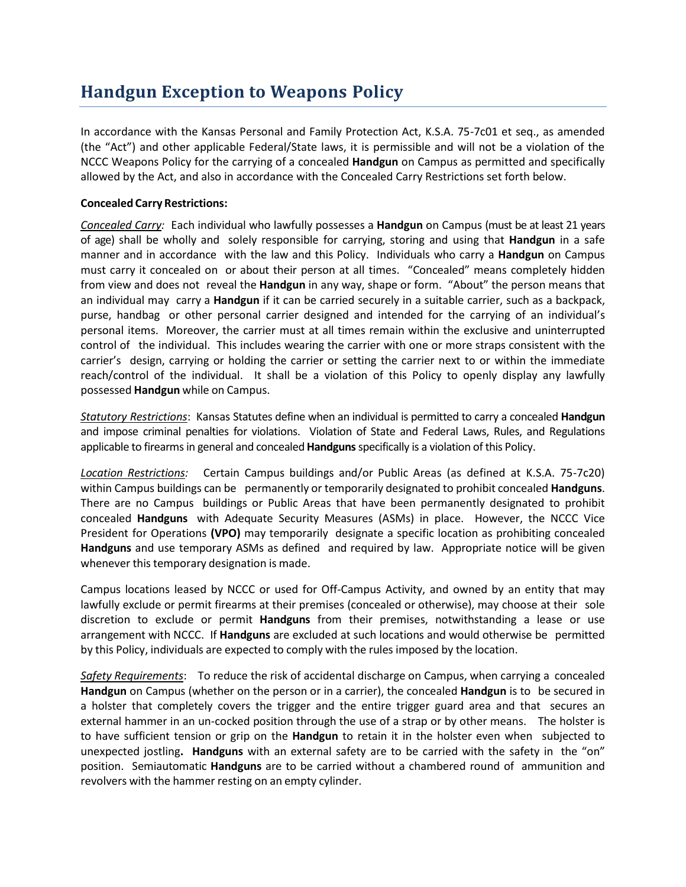# Handgun Exception to Weapons Policy

In accordance with the Kansas Personal and Family Protection Act, K.S.A. 75-7c01 et seq., as amended (the "Act") and other applicable Federal/State laws, it is permissible and will not be a violation of the NCCC Weapons Policy for the carrying of a concealed **Handgun** on Campus as permitted and specifically allowed by the Act, and also in accordance with the Concealed Carry Restrictions set forth below.

**Concealed Carry Restrictions:**

*Concealed Carry:* Each individual who lawfully possesses a **Handgun** on Campus (must be at least 21 years of age) shall be wholly and solely responsible for carrying, storing and using that **Handgun** in a safe manner and in accordance with the law and this Policy. Individuals who carry a **Handgun** on Campus must carry it concealed on or about their person at all times. "Concealed" means completely hidden from view and does not reveal the **Handgun** in any way, shape or form. "About" the person means that an individual may carry a **Handgun** if it can be carried securely in a suitable carrier, such as a backpack, purse, handbag or other personal carrier designed and intended for the carrying of an individual's personal items. Moreover, the carrier must at all times remain within the exclusive and uninterrupted control of the individual. This includes wearing the carrier with one or more straps consistent with the carrier's design, carrying or holding the carrier or setting the carrier next to or within the immediate reach/control of the individual. It shall be a violation of this Policy to openly display any lawfully possessed **Handgun** while on Campus.

*Statutory Restrictions*: Kansas Statutes define when an individual is permitted to carry a concealed **Handgun** and impose criminal penalties for violations. Violation of State and Federal Laws, Rules, and Regulations applicable to firearms in general and concealed **Handguns** specifically is a violation of this Policy.

*Location Restrictions:* Certain Campus buildings and/or Public Areas (as defined at K.S.A. 75-7c20) within Campus buildings can be permanently or temporarily designated to prohibit concealed **Handguns**. There are no Campus buildings or Public Areas that have been permanently designated to prohibit concealed **Handguns** with Adequate Security Measures (ASMs) in place. However, the NCCC Vice President for Operations **(VPO)** may temporarily designate a specific location as prohibiting concealed **Handguns** and use temporary ASMs as defined and required by law. Appropriate notice will be given whenever this temporary designation is made.

Campus locations leased by NCCC or used for Off-Campus Activity, and owned by an entity that may lawfully exclude or permit firearms at their premises (concealed or otherwise), may choose at their sole discretion to exclude or permit **Handguns** from their premises, notwithstanding a lease or use arrangement with NCCC. If **Handguns** are excluded at such locations and would otherwise be permitted by this Policy, individuals are expected to comply with the rules imposed by the location.

*Safety Requirements*: To reduce the risk of accidental discharge on Campus, when carrying a concealed **Handgun** on Campus (whether on the person or in a carrier), the concealed **Handgun** is to be secured in a holster that completely covers the trigger and the entire trigger guard area and that secures an external hammer in an un-cocked position through the use of a strap or by other means. The holster is to have sufficient tension or grip on the **Handgun** to retain it in the holster even when subjected to unexpected jostling**.** **Handguns** with an external safety are to be carried with the safety in the "on" position. Semiautomatic **Handguns** are to be carried without a chambered round of ammunition and revolvers with the hammer resting on an empty cylinder.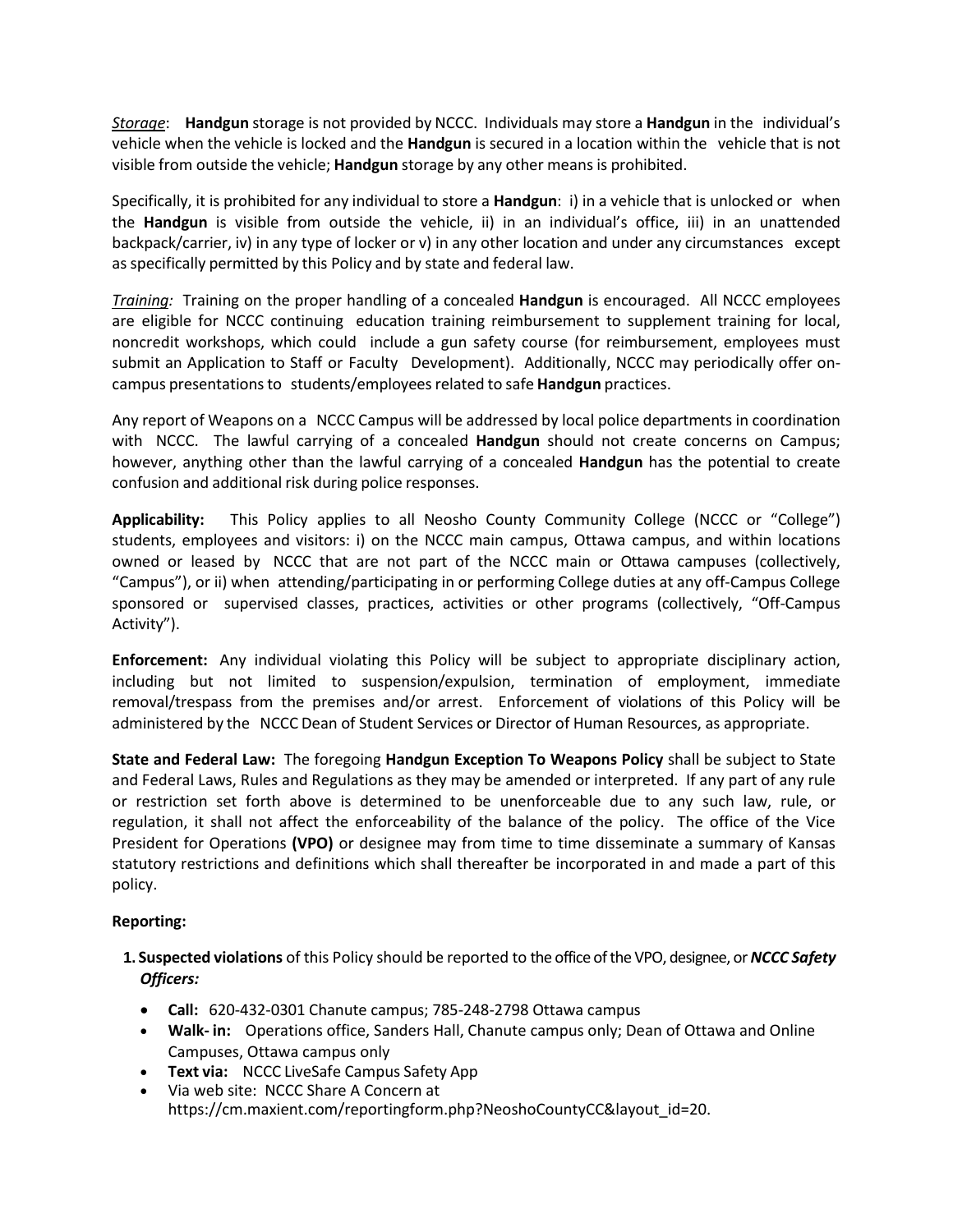*Storage*: **Handgun** storage is not provided by NCCC. Individuals may store a **Handgun** in the individual's vehicle when the vehicle is locked and the **Handgun** is secured in a location within the vehicle that is not visible from outside the vehicle; **Handgun** storage by any other means is prohibited.

Specifically, it is prohibited for any individual to store a **Handgun**: i) in a vehicle that is unlocked or when the **Handgun** is visible from outside the vehicle, ii) in an individual's office, iii) in an unattended backpack/carrier, iv) in any type of locker or v) in any other location and under any circumstances except as specifically permitted by this Policy and by state and federal law.

*Training:* Training on the proper handling of a concealed **Handgun** is encouraged. All NCCC employees are eligible for NCCC continuing education training reimbursement to supplement training for local, noncredit workshops, which could include a gun safety course (for reimbursement, employees must submit an Application to Staff or Faculty Development). Additionally, NCCC may periodically offer on-campus presentations to students/employees related to safe **Handgun** practices.

Any report of Weapons on a NCCC Campus will be addressed by local police departments in coordination with NCCC. The lawful carrying of a concealed **Handgun** should not create concerns on Campus; however, anything other than the lawful carrying of a concealed **Handgun** has the potential to create confusion and additional risk during police responses.

**Applicability:** This Policy applies to all Neosho County Community College (NCCC or "College") students, employees and visitors: i) on the NCCC main campus, Ottawa campus, and within locations owned or leased by NCCC that are not part of the NCCC main or Ottawa campuses (collectively, "Campus"), or ii) when attending/participating in or performing College duties at any off-Campus College sponsored or supervised classes, practices, activities or other programs (collectively, "Off-Campus Activity").

**Enforcement:** Any individual violating this Policy will be subject to appropriate disciplinary action, including but not limited to suspension/expulsion, termination of employment, immediate removal/trespass from the premises and/or arrest. Enforcement of violations of this Policy will be administered by the NCCC Dean of Student Services or Director of Human Resources, as appropriate.

**State and Federal Law:** The foregoing **Handgun Exception To Weapons Policy** shall be subject to State and Federal Laws, Rules and Regulations as they may be amended or interpreted. If any part of any rule or restriction set forth above is determined to be unenforceable due to any such law, rule, or regulation, it shall not affect the enforceability of the balance of the policy. The office of the Vice President for Operations **(VPO)** or designee may from time to time disseminate a summary of Kansas statutory restrictions and definitions which shall thereafter be incorporated in and made a part of this policy.

**Reporting:**

1. **Suspected violations** of this Policy should be reported to the office of the VPO, designee, or ***NCCC Safety Officers:***
   - **Call:** 620-432-0301 Chanute campus; 785-248-2798 Ottawa campus
   - **Walk- in:** Operations office, Sanders Hall, Chanute campus only; Dean of Ottawa and Online Campuses, Ottawa campus only
   - **Text via:** NCCC LiveSafe Campus Safety App
   - Via web site: NCCC Share A Concern at https://cm.maxient.com/reportingform.php?NeoshoCountyCC&layout_id=20.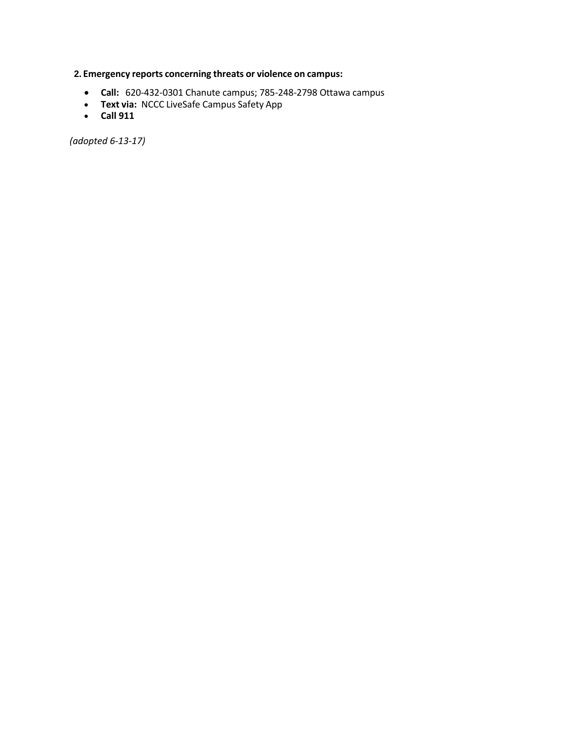**2. Emergency reports concerning threats or violence on campus:**

- **Call:** 620-432-0301 Chanute campus; 785-248-2798 Ottawa campus
- **Text via:** NCCC LiveSafe Campus Safety App
- **Call 911**

*(adopted 6-13-17)*